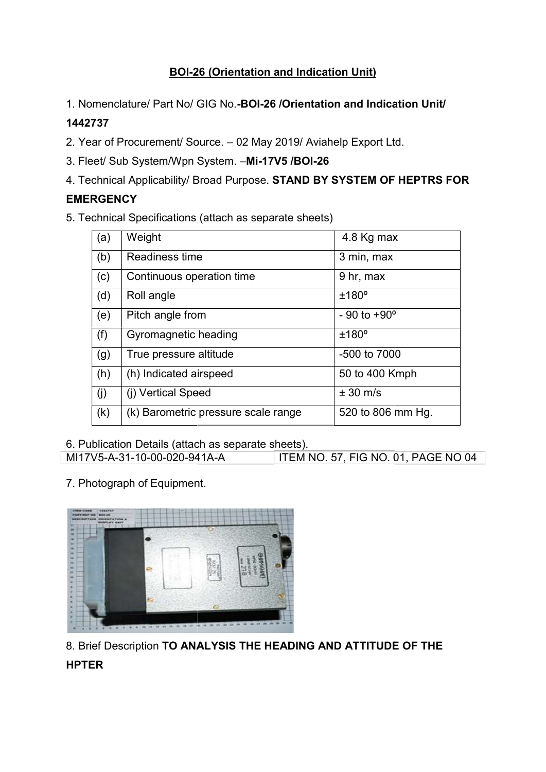# BOI-26 (Orientation and Indication Unit)

1. Nomenclature/ Part No/ GIG No.**-BOI-26 /Orientation and Indication Unit/ 1442737**
2. Year of Procurement/ Source. – 02 May 2019/ Aviahelp Export Ltd.
3. Fleet/ Sub System/Wpn System. –**Mi-17V5 /BOI-26**
4. Technical Applicability/ Broad Purpose. **STAND BY SYSTEM OF HEPTRS FOR EMERGENCY**
5. Technical Specifications (attach as separate sheets)

| (a) | Weight | 4.8 Kg max |
|---|---|---|
| (b) | Readiness time | 3 min, max |
| (c) | Continuous operation time | 9 hr, max |
| (d) | Roll angle | ±180º |
| (e) | Pitch angle from | - 90 to +90º |
| (f) | Gyromagnetic heading | ±180º |
| (g) | True pressure altitude | -500 to 7000 |
| (h) | (h) Indicated airspeed | 50 to 400 Kmph |
| (j) | (j) Vertical Speed | ± 30 m/s |
| (k) | (k) Barometric pressure scale range | 520 to 806 mm Hg. |

6. Publication Details (attach as separate sheets).

| MI17V5-A-31-10-00-020-941A-A | ITEM NO. 57, FIG NO. 01, PAGE NO 04 |
|---|---|

7. Photograph of Equipment.

8. Brief Description **TO ANALYSIS THE HEADING AND ATTITUDE OF THE HPTER**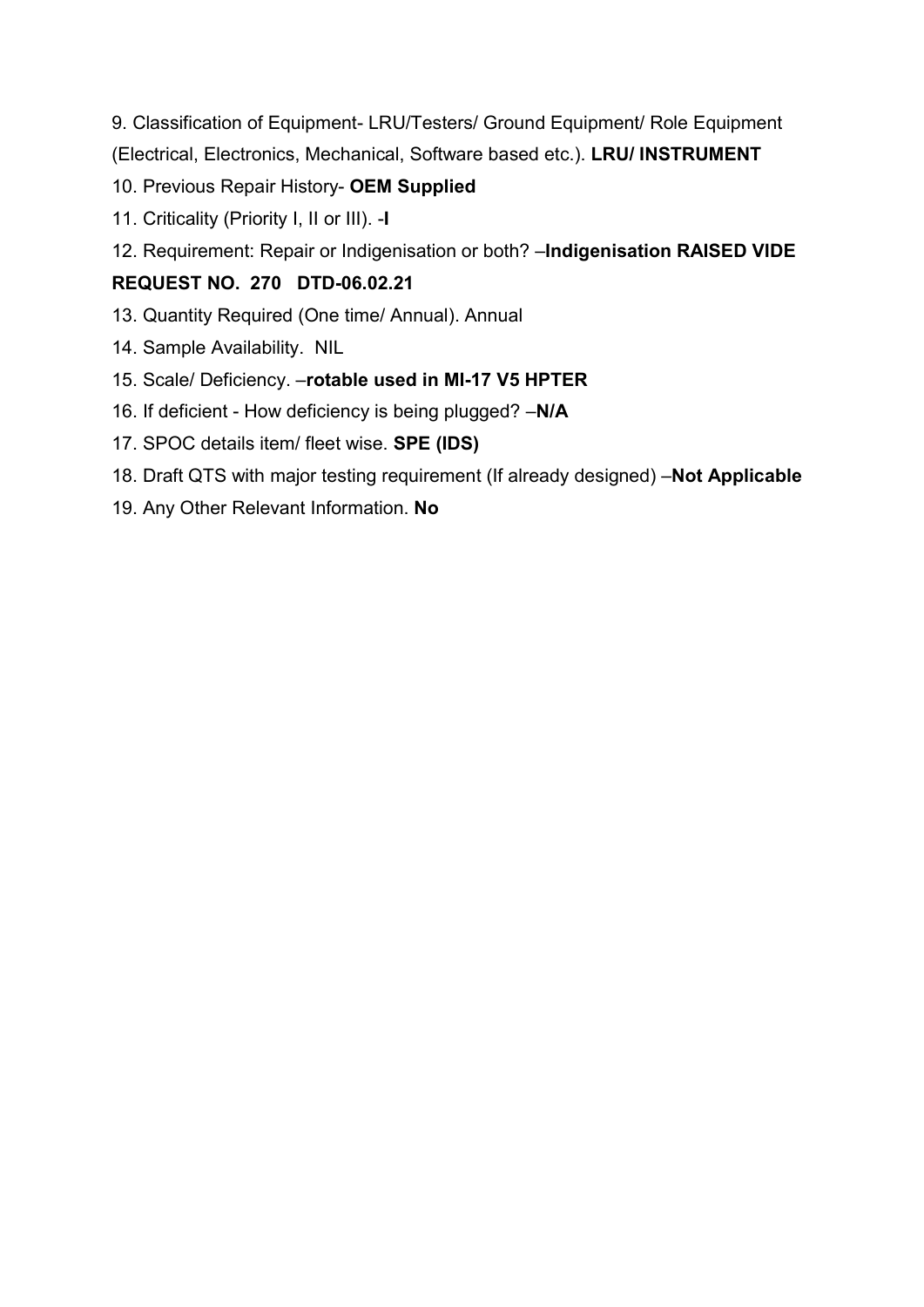9. Classification of Equipment- LRU/Testers/ Ground Equipment/ Role Equipment (Electrical, Electronics, Mechanical, Software based etc.). **LRU/ INSTRUMENT**

10. Previous Repair History- **OEM Supplied**

11. Criticality (Priority I, II or III). -**I**

12. Requirement: Repair or Indigenisation or both? –**Indigenisation RAISED VIDE REQUEST NO. 270 DTD-06.02.21**

13. Quantity Required (One time/ Annual). Annual

14. Sample Availability. NIL

15. Scale/ Deficiency. –**rotable used in MI-17 V5 HPTER**

16. If deficient - How deficiency is being plugged? –**N/A**

17. SPOC details item/ fleet wise. **SPE (IDS)**

18. Draft QTS with major testing requirement (If already designed) –**Not Applicable**

19. Any Other Relevant Information. **No**